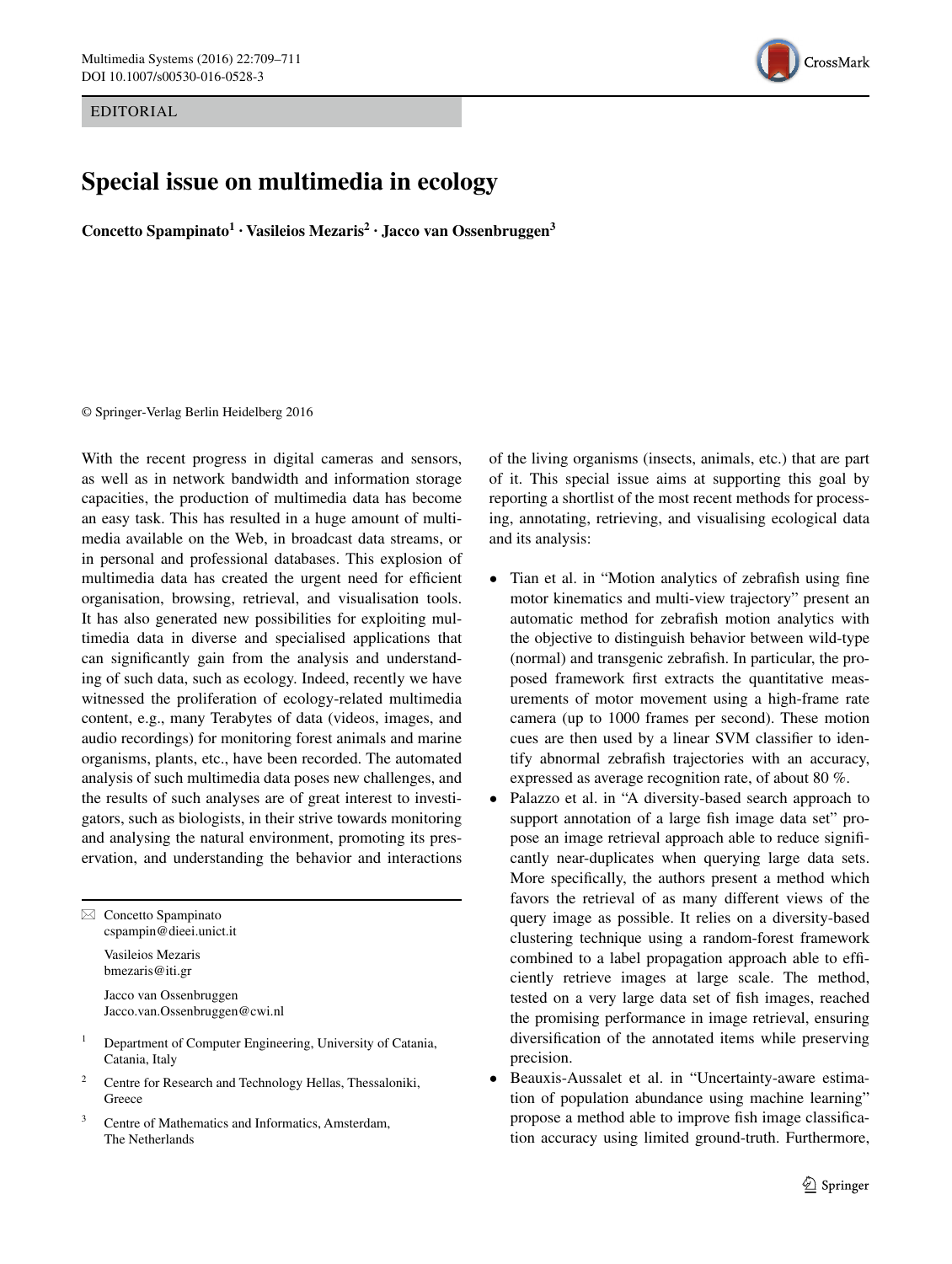EDITORIAL

# Special issue on multimedia in ecology

**Concetto Spampinato[1] · Vasileios Mezaris[2] · Jacco van Ossenbruggen[3]**

© Springer-Verlag Berlin Heidelberg 2016

With the recent progress in digital cameras and sensors, as well as in network bandwidth and information storage capacities, the production of multimedia data has become an easy task. This has resulted in a huge amount of multimedia available on the Web, in broadcast data streams, or in personal and professional databases. This explosion of multimedia data has created the urgent need for efficient organisation, browsing, retrieval, and visualisation tools. It has also generated new possibilities for exploiting multimedia data in diverse and specialised applications that can significantly gain from the analysis and understanding of such data, such as ecology. Indeed, recently we have witnessed the proliferation of ecology-related multimedia content, e.g., many Terabytes of data (videos, images, and audio recordings) for monitoring forest animals and marine organisms, plants, etc., have been recorded. The automated analysis of such multimedia data poses new challenges, and the results of such analyses are of great interest to investigators, such as biologists, in their strive towards monitoring and analysing the natural environment, promoting its preservation, and understanding the behavior and interactions of the living organisms (insects, animals, etc.) that are part of it. This special issue aims at supporting this goal by reporting a shortlist of the most recent methods for processing, annotating, retrieving, and visualising ecological data and its analysis:

- Tian et al. in "Motion analytics of zebrafish using fine motor kinematics and multi-view trajectory" present an automatic method for zebrafish motion analytics with the objective to distinguish behavior between wild-type (normal) and transgenic zebrafish. In particular, the proposed framework first extracts the quantitative measurements of motor movement using a high-frame rate camera (up to 1000 frames per second). These motion cues are then used by a linear SVM classifier to identify abnormal zebrafish trajectories with an accuracy, expressed as average recognition rate, of about 80 %.
- Palazzo et al. in "A diversity-based search approach to support annotation of a large fish image data set" propose an image retrieval approach able to reduce significantly near-duplicates when querying large data sets. More specifically, the authors present a method which favors the retrieval of as many different views of the query image as possible. It relies on a diversity-based clustering technique using a random-forest framework combined to a label propagation approach able to efficiently retrieve images at large scale. The method, tested on a very large data set of fish images, reached the promising performance in image retrieval, ensuring diversification of the annotated items while preserving precision.
- Beauxis-Aussalet et al. in "Uncertainty-aware estimation of population abundance using machine learning" propose a method able to improve fish image classification accuracy using limited ground-truth. Furthermore,

---

✉ Concetto Spampinato
cspampin@dieei.unict.it

Vasileios Mezaris
bmezaris@iti.gr

Jacco van Ossenbruggen
Jacco.van.Ossenbruggen@cwi.nl

[1] Department of Computer Engineering, University of Catania, Catania, Italy

[2] Centre for Research and Technology Hellas, Thessaloniki, Greece

[3] Centre of Mathematics and Informatics, Amsterdam, The Netherlands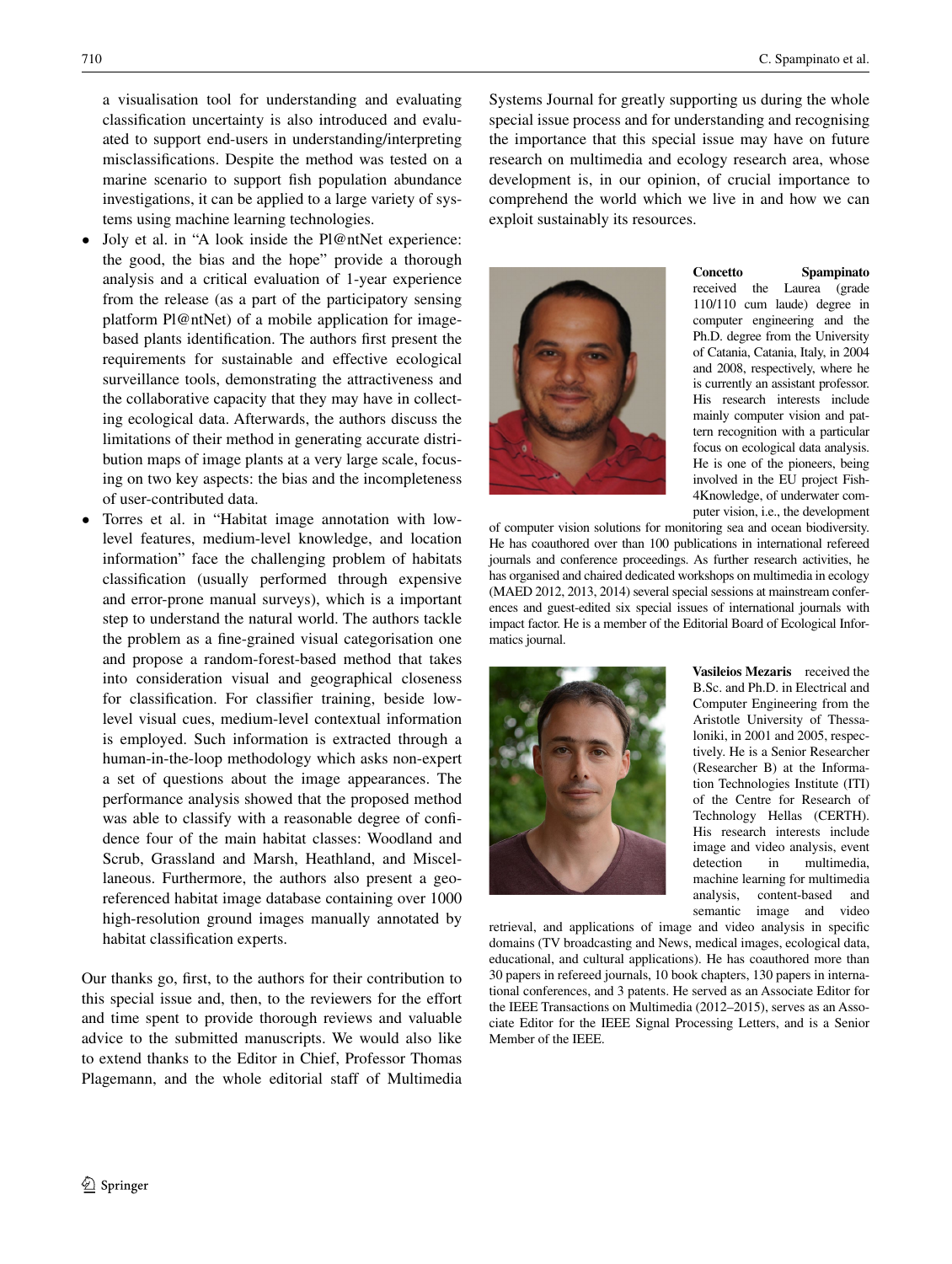a visualisation tool for understanding and evaluating classification uncertainty is also introduced and evaluated to support end-users in understanding/interpreting misclassifications. Despite the method was tested on a marine scenario to support fish population abundance investigations, it can be applied to a large variety of systems using machine learning technologies.

- Joly et al. in "A look inside the Pl@ntNet experience: the good, the bias and the hope" provide a thorough analysis and a critical evaluation of 1-year experience from the release (as a part of the participatory sensing platform Pl@ntNet) of a mobile application for image-based plants identification. The authors first present the requirements for sustainable and effective ecological surveillance tools, demonstrating the attractiveness and the collaborative capacity that they may have in collecting ecological data. Afterwards, the authors discuss the limitations of their method in generating accurate distribution maps of image plants at a very large scale, focusing on two key aspects: the bias and the incompleteness of user-contributed data.
- Torres et al. in "Habitat image annotation with low-level features, medium-level knowledge, and location information" face the challenging problem of habitats classification (usually performed through expensive and error-prone manual surveys), which is a important step to understand the natural world. The authors tackle the problem as a fine-grained visual categorisation one and propose a random-forest-based method that takes into consideration visual and geographical closeness for classification. For classifier training, beside low-level visual cues, medium-level contextual information is employed. Such information is extracted through a human-in-the-loop methodology which asks non-expert a set of questions about the image appearances. The performance analysis showed that the proposed method was able to classify with a reasonable degree of confidence four of the main habitat classes: Woodland and Scrub, Grassland and Marsh, Heathland, and Miscellaneous. Furthermore, the authors also present a geo-referenced habitat image database containing over 1000 high-resolution ground images manually annotated by habitat classification experts.

Our thanks go, first, to the authors for their contribution to this special issue and, then, to the reviewers for the effort and time spent to provide thorough reviews and valuable advice to the submitted manuscripts. We would also like to extend thanks to the Editor in Chief, Professor Thomas Plagemann, and the whole editorial staff of Multimedia Systems Journal for greatly supporting us during the whole special issue process and for understanding and recognising the importance that this special issue may have on future research on multimedia and ecology research area, whose development is, in our opinion, of crucial importance to comprehend the world which we live in and how we can exploit sustainably its resources.

**Concetto Spampinato** received the Laurea (grade 110/110 cum laude) degree in computer engineering and the Ph.D. degree from the University of Catania, Catania, Italy, in 2004 and 2008, respectively, where he is currently an assistant professor. His research interests include mainly computer vision and pattern recognition with a particular focus on ecological data analysis. He is one of the pioneers, being involved in the EU project Fish4Knowledge, of underwater computer vision, i.e., the development of computer vision solutions for monitoring sea and ocean biodiversity. He has coauthored over than 100 publications in international refereed journals and conference proceedings. As further research activities, he has organised and chaired dedicated workshops on multimedia in ecology (MAED 2012, 2013, 2014) several special sessions at mainstream conferences and guest-edited six special issues of international journals with impact factor. He is a member of the Editorial Board of Ecological Informatics journal.

**Vasileios Mezaris** received the B.Sc. and Ph.D. in Electrical and Computer Engineering from the Aristotle University of Thessaloniki, in 2001 and 2005, respectively. He is a Senior Researcher (Researcher B) at the Information Technologies Institute (ITI) of the Centre for Research of Technology Hellas (CERTH). His research interests include image and video analysis, event detection in multimedia, machine learning for multimedia analysis, content-based and semantic image and video retrieval, and applications of image and video analysis in specific domains (TV broadcasting and News, medical images, ecological data, educational, and cultural applications). He has coauthored more than 30 papers in refereed journals, 10 book chapters, 130 papers in international conferences, and 3 patents. He served as an Associate Editor for the IEEE Transactions on Multimedia (2012–2015), serves as an Associate Editor for the IEEE Signal Processing Letters, and is a Senior Member of the IEEE.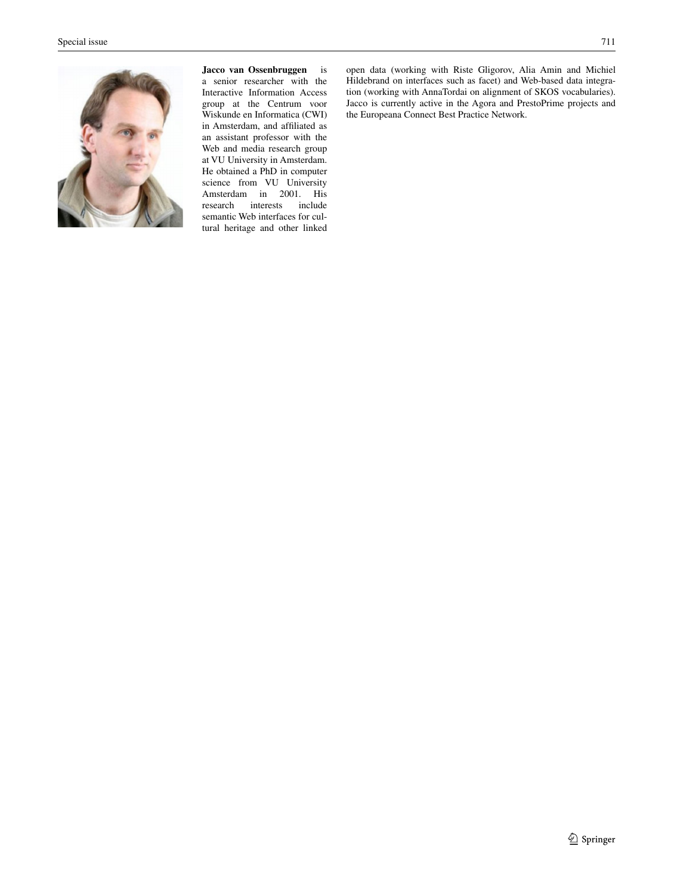**Jacco van Ossenbruggen** is a senior researcher with the Interactive Information Access group at the Centrum voor Wiskunde en Informatica (CWI) in Amsterdam, and affiliated as an assistant professor with the Web and media research group at VU University in Amsterdam. He obtained a PhD in computer science from VU University Amsterdam in 2001. His research interests include semantic Web interfaces for cultural heritage and other linked open data (working with Riste Gligorov, Alia Amin and Michiel Hildebrand on interfaces such as facet) and Web-based data integration (working with AnnaTordai on alignment of SKOS vocabularies). Jacco is currently active in the Agora and PrestoPrime projects and the Europeana Connect Best Practice Network.